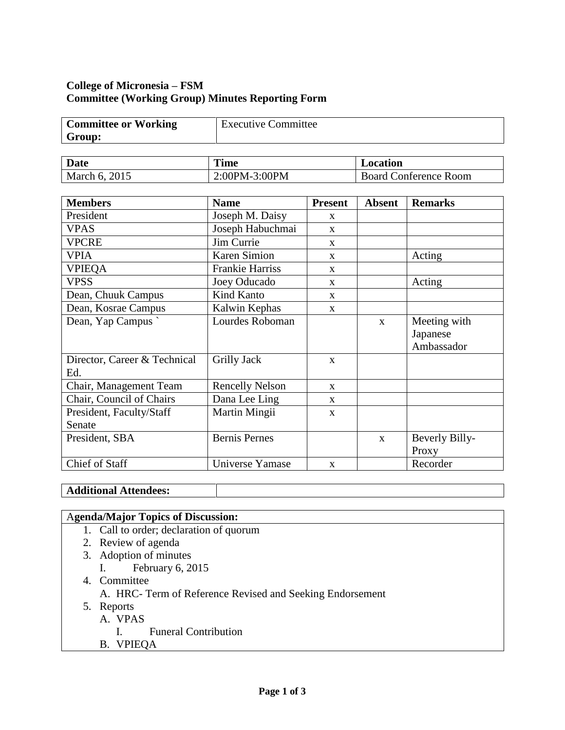**College of Micronesia – FSM**
**Committee (Working Group) Minutes Reporting Form**

| **Committee or Working Group:** | Executive Committee |
|---|---|

| **Date** | **Time** | **Location** |
|---|---|---|
| March 6, 2015 | 2:00PM-3:00PM | Board Conference Room |

| **Members** | **Name** | **Present** | **Absent** | **Remarks** |
|---|---|---|---|---|
| President | Joseph M. Daisy | x | | |
| VPAS | Joseph Habuchmai | x | | |
| VPCRE | Jim Currie | x | | |
| VPIA | Karen Simion | x | | Acting |
| VPIEQA | Frankie Harriss | x | | |
| VPSS | Joey Oducado | x | | Acting |
| Dean, Chuuk Campus | Kind Kanto | x | | |
| Dean, Kosrae Campus | Kalwin Kephas | x | | |
| Dean, Yap Campus ` | Lourdes Roboman | | x | Meeting with Japanese Ambassador |
| Director, Career & Technical Ed. | Grilly Jack | x | | |
| Chair, Management Team | Rencelly Nelson | x | | |
| Chair, Council of Chairs | Dana Lee Ling | x | | |
| President, Faculty/Staff Senate | Martin Mingii | x | | |
| President, SBA | Bernis Pernes | | x | Beverly Billy-Proxy |
| Chief of Staff | Universe Yamase | x | | Recorder |

| **Additional Attendees:** | |
|---|---|

**Agenda/Major Topics of Discussion:**

1. Call to order; declaration of quorum
2. Review of agenda
3. Adoption of minutes
   I. February 6, 2015
4. Committee
   A. HRC- Term of Reference Revised and Seeking Endorsement
5. Reports
   A. VPAS
      I. Funeral Contribution
   B. VPIEQA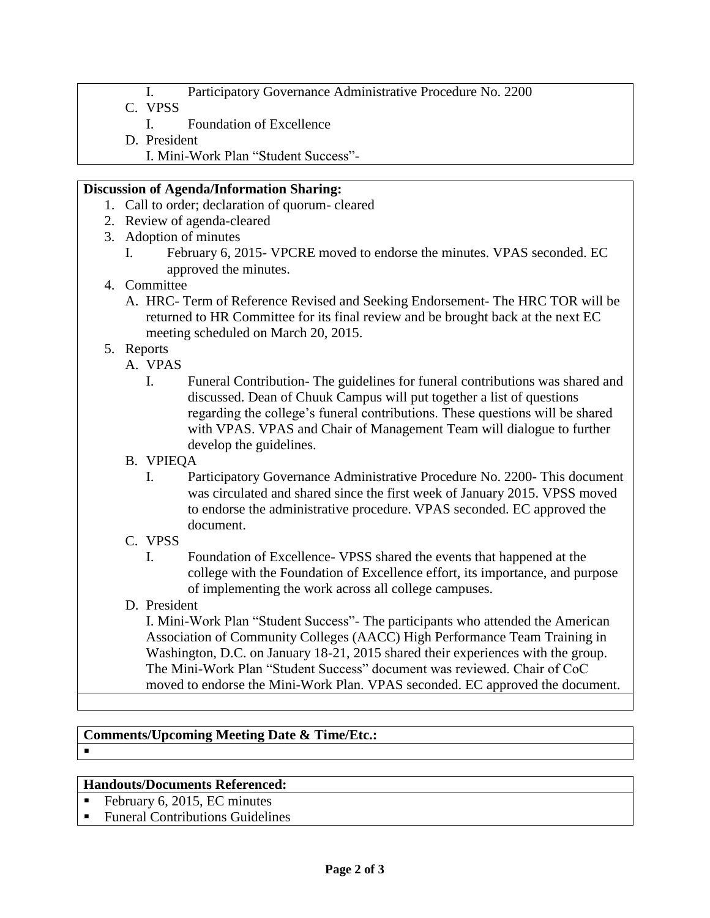I. Participatory Governance Administrative Procedure No. 2200

C. VPSS

   I. Foundation of Excellence

D. President

   I. Mini-Work Plan "Student Success"-

**Discussion of Agenda/Information Sharing:**

1. Call to order; declaration of quorum- cleared
2. Review of agenda-cleared
3. Adoption of minutes
   - I. February 6, 2015- VPCRE moved to endorse the minutes. VPAS seconded. EC approved the minutes.
4. Committee
   - A. HRC- Term of Reference Revised and Seeking Endorsement- The HRC TOR will be returned to HR Committee for its final review and be brought back at the next EC meeting scheduled on March 20, 2015.
5. Reports
   - A. VPAS
     - I. Funeral Contribution- The guidelines for funeral contributions was shared and discussed. Dean of Chuuk Campus will put together a list of questions regarding the college's funeral contributions. These questions will be shared with VPAS. VPAS and Chair of Management Team will dialogue to further develop the guidelines.
   - B. VPIEQA
     - I. Participatory Governance Administrative Procedure No. 2200- This document was circulated and shared since the first week of January 2015. VPSS moved to endorse the administrative procedure. VPAS seconded. EC approved the document.
   - C. VPSS
     - I. Foundation of Excellence- VPSS shared the events that happened at the college with the Foundation of Excellence effort, its importance, and purpose of implementing the work across all college campuses.
   - D. President
     - I. Mini-Work Plan "Student Success"- The participants who attended the American Association of Community Colleges (AACC) High Performance Team Training in Washington, D.C. on January 18-21, 2015 shared their experiences with the group. The Mini-Work Plan "Student Success" document was reviewed. Chair of CoC moved to endorse the Mini-Work Plan. VPAS seconded. EC approved the document.

**Comments/Upcoming Meeting Date & Time/Etc.:**

- 

**Handouts/Documents Referenced:**

- February 6, 2015, EC minutes
- Funeral Contributions Guidelines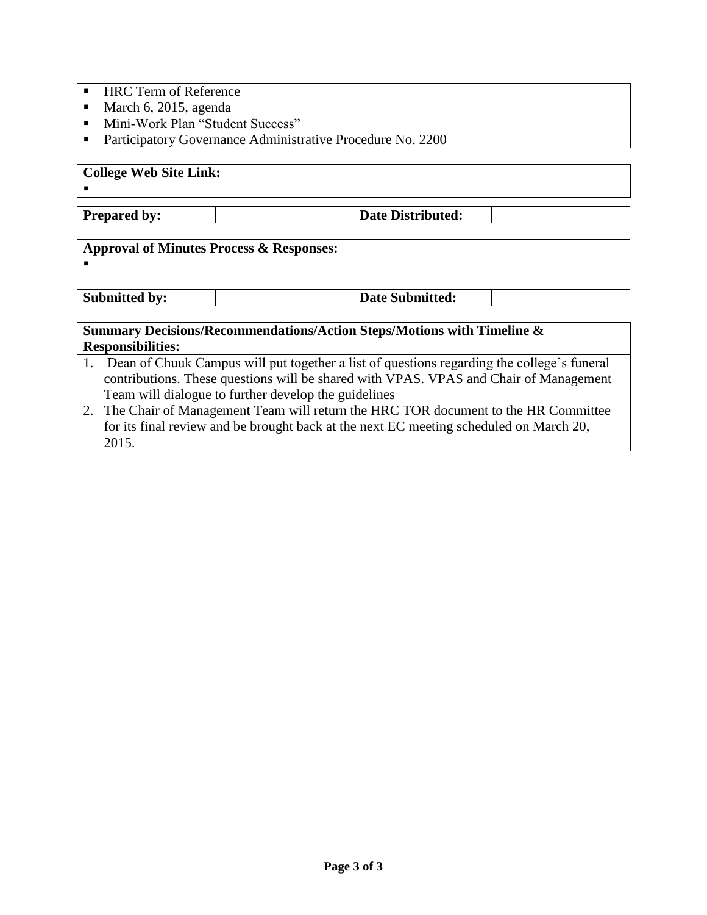- HRC Term of Reference
- March 6, 2015, agenda
- Mini-Work Plan "Student Success"
- Participatory Governance Administrative Procedure No. 2200

**College Web Site Link:**

- 

| **Prepared by:** | | **Date Distributed:** | |
|---|---|---|---|

**Approval of Minutes Process & Responses:**

- 

| **Submitted by:** | | **Date Submitted:** | |
|---|---|---|---|

**Summary Decisions/Recommendations/Action Steps/Motions with Timeline & Responsibilities:**

1. Dean of Chuuk Campus will put together a list of questions regarding the college's funeral contributions. These questions will be shared with VPAS. VPAS and Chair of Management Team will dialogue to further develop the guidelines
2. The Chair of Management Team will return the HRC TOR document to the HR Committee for its final review and be brought back at the next EC meeting scheduled on March 20, 2015.